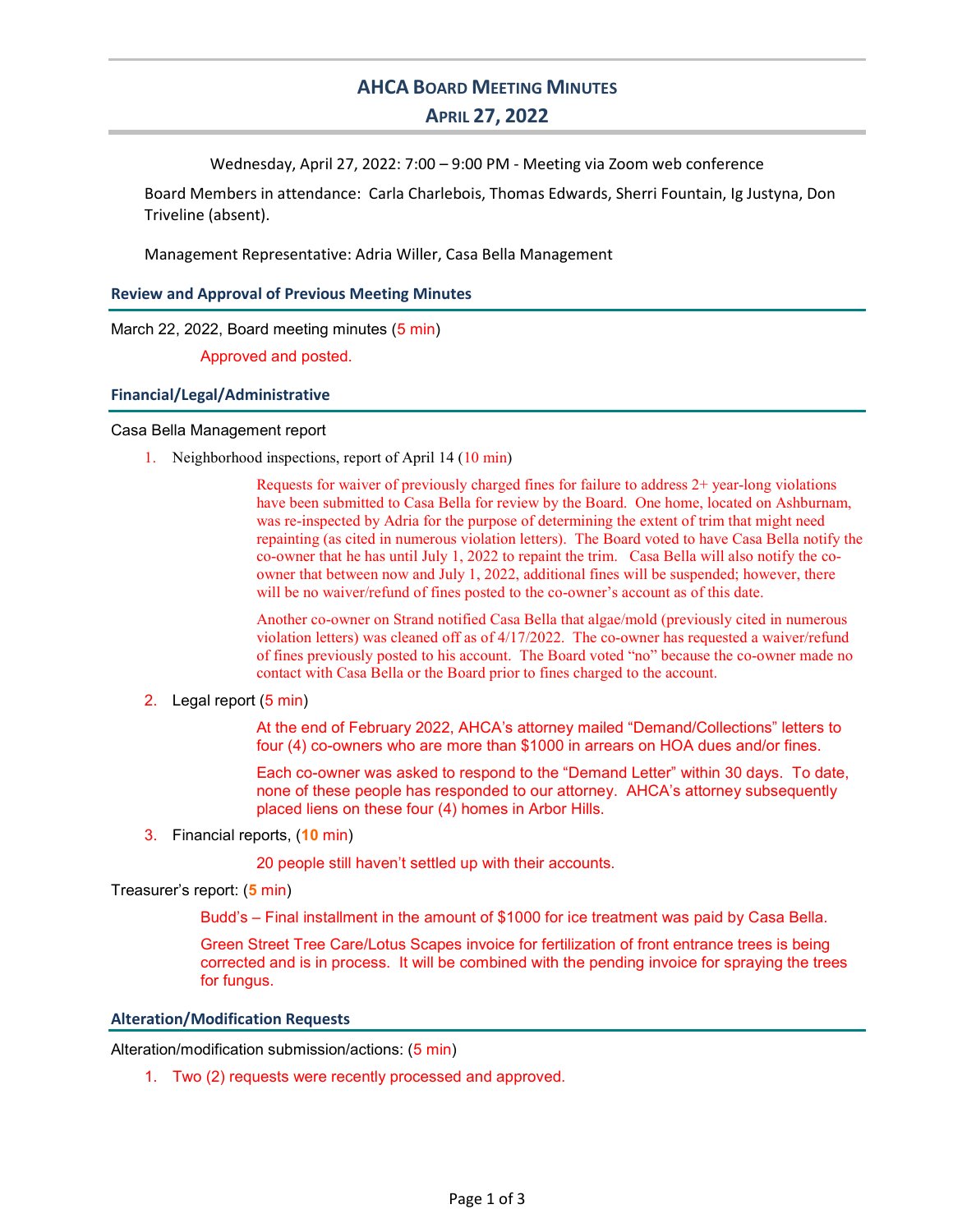# AHCA Board Meeting Minutes

# April 27, 2022

Wednesday, April 27, 2022: 7:00 – 9:00 PM - Meeting via Zoom web conference

Board Members in attendance: Carla Charlebois, Thomas Edwards, Sherri Fountain, Ig Justyna, Don Triveline (absent).

Management Representative: Adria Willer, Casa Bella Management

## Review and Approval of Previous Meeting Minutes

March 22, 2022, Board meeting minutes (5 min)

Approved and posted.

## Financial/Legal/Administrative

Casa Bella Management report

1. Neighborhood inspections, report of April 14 (10 min)

   Requests for waiver of previously charged fines for failure to address 2+ year-long violations have been submitted to Casa Bella for review by the Board. One home, located on Ashburnam, was re-inspected by Adria for the purpose of determining the extent of trim that might need repainting (as cited in numerous violation letters). The Board voted to have Casa Bella notify the co-owner that he has until July 1, 2022 to repaint the trim. Casa Bella will also notify the co-owner that between now and July 1, 2022, additional fines will be suspended; however, there will be no waiver/refund of fines posted to the co-owner's account as of this date.

   Another co-owner on Strand notified Casa Bella that algae/mold (previously cited in numerous violation letters) was cleaned off as of 4/17/2022. The co-owner has requested a waiver/refund of fines previously posted to his account. The Board voted "no" because the co-owner made no contact with Casa Bella or the Board prior to fines charged to the account.

2. Legal report (5 min)

   At the end of February 2022, AHCA's attorney mailed "Demand/Collections" letters to four (4) co-owners who are more than $1000 in arrears on HOA dues and/or fines.

   Each co-owner was asked to respond to the "Demand Letter" within 30 days. To date, none of these people has responded to our attorney. AHCA's attorney subsequently placed liens on these four (4) homes in Arbor Hills.

3. Financial reports, (**10** min)

   20 people still haven't settled up with their accounts.

Treasurer's report: (**5** min)

Budd's – Final installment in the amount of $1000 for ice treatment was paid by Casa Bella.

Green Street Tree Care/Lotus Scapes invoice for fertilization of front entrance trees is being corrected and is in process. It will be combined with the pending invoice for spraying the trees for fungus.

## Alteration/Modification Requests

Alteration/modification submission/actions: (5 min)

1. Two (2) requests were recently processed and approved.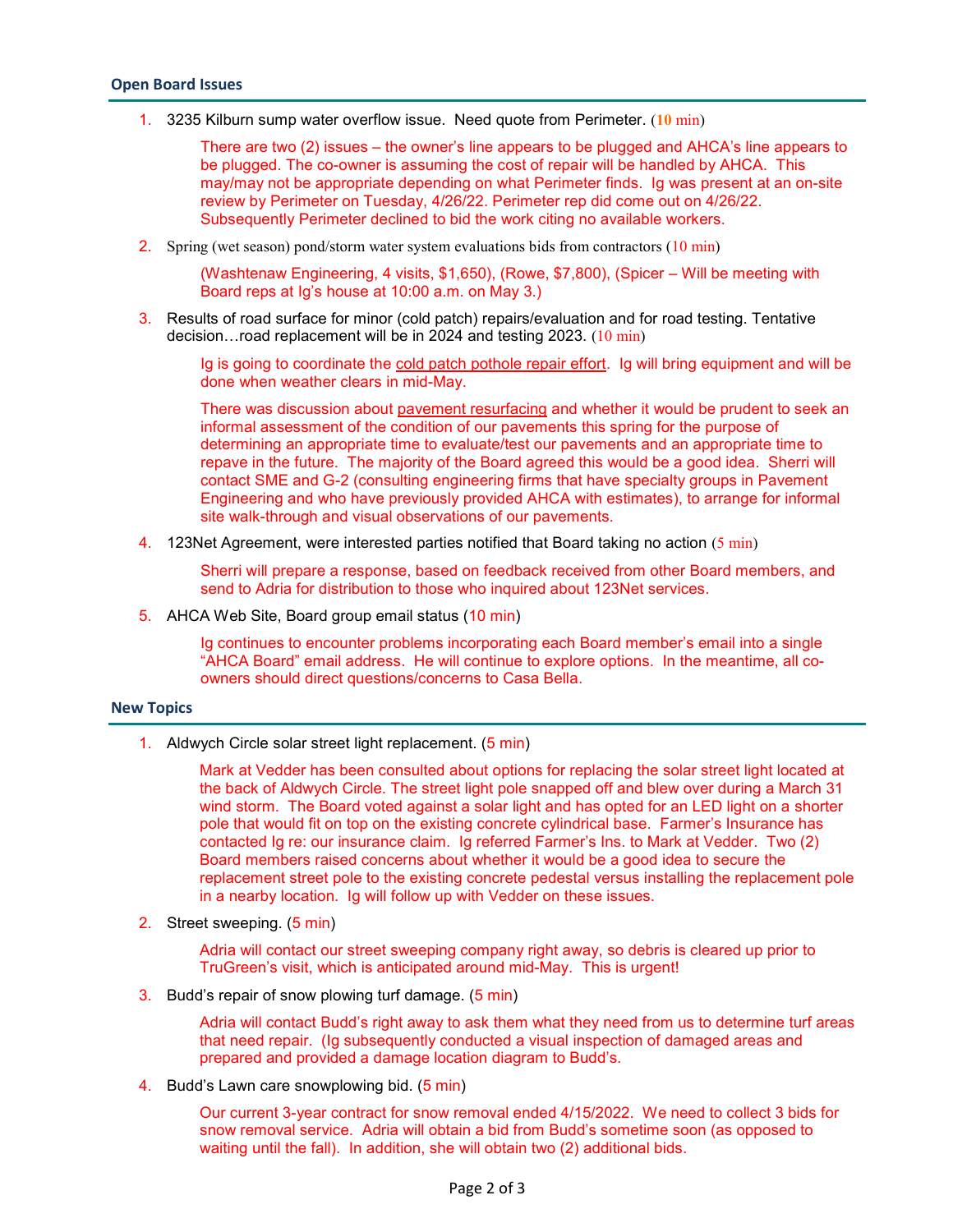## Open Board Issues

1. 3235 Kilburn sump water overflow issue. Need quote from Perimeter. (**10** min)

   There are two (2) issues – the owner's line appears to be plugged and AHCA's line appears to be plugged. The co-owner is assuming the cost of repair will be handled by AHCA. This may/may not be appropriate depending on what Perimeter finds. Ig was present at an on-site review by Perimeter on Tuesday, 4/26/22. Perimeter rep did come out on 4/26/22. Subsequently Perimeter declined to bid the work citing no available workers.

2. Spring (wet season) pond/storm water system evaluations bids from contractors (10 min)

   (Washtenaw Engineering, 4 visits, $1,650), (Rowe, $7,800), (Spicer – Will be meeting with Board reps at Ig's house at 10:00 a.m. on May 3.)

3. Results of road surface for minor (cold patch) repairs/evaluation and for road testing. Tentative decision…road replacement will be in 2024 and testing 2023. (10 min)

   Ig is going to coordinate the cold patch pothole repair effort. Ig will bring equipment and will be done when weather clears in mid-May.

   There was discussion about pavement resurfacing and whether it would be prudent to seek an informal assessment of the condition of our pavements this spring for the purpose of determining an appropriate time to evaluate/test our pavements and an appropriate time to repave in the future. The majority of the Board agreed this would be a good idea. Sherri will contact SME and G-2 (consulting engineering firms that have specialty groups in Pavement Engineering and who have previously provided AHCA with estimates), to arrange for informal site walk-through and visual observations of our pavements.

4. 123Net Agreement, were interested parties notified that Board taking no action (5 min)

   Sherri will prepare a response, based on feedback received from other Board members, and send to Adria for distribution to those who inquired about 123Net services.

5. AHCA Web Site, Board group email status (10 min)

   Ig continues to encounter problems incorporating each Board member's email into a single "AHCA Board" email address. He will continue to explore options. In the meantime, all co-owners should direct questions/concerns to Casa Bella.

## New Topics

1. Aldwych Circle solar street light replacement. (5 min)

   Mark at Vedder has been consulted about options for replacing the solar street light located at the back of Aldwych Circle. The street light pole snapped off and blew over during a March 31 wind storm. The Board voted against a solar light and has opted for an LED light on a shorter pole that would fit on top on the existing concrete cylindrical base. Farmer's Insurance has contacted Ig re: our insurance claim. Ig referred Farmer's Ins. to Mark at Vedder. Two (2) Board members raised concerns about whether it would be a good idea to secure the replacement street pole to the existing concrete pedestal versus installing the replacement pole in a nearby location. Ig will follow up with Vedder on these issues.

2. Street sweeping. (5 min)

   Adria will contact our street sweeping company right away, so debris is cleared up prior to TruGreen's visit, which is anticipated around mid-May. This is urgent!

3. Budd's repair of snow plowing turf damage. (5 min)

   Adria will contact Budd's right away to ask them what they need from us to determine turf areas that need repair. (Ig subsequently conducted a visual inspection of damaged areas and prepared and provided a damage location diagram to Budd's.

4. Budd's Lawn care snowplowing bid. (5 min)

   Our current 3-year contract for snow removal ended 4/15/2022. We need to collect 3 bids for snow removal service. Adria will obtain a bid from Budd's sometime soon (as opposed to waiting until the fall). In addition, she will obtain two (2) additional bids.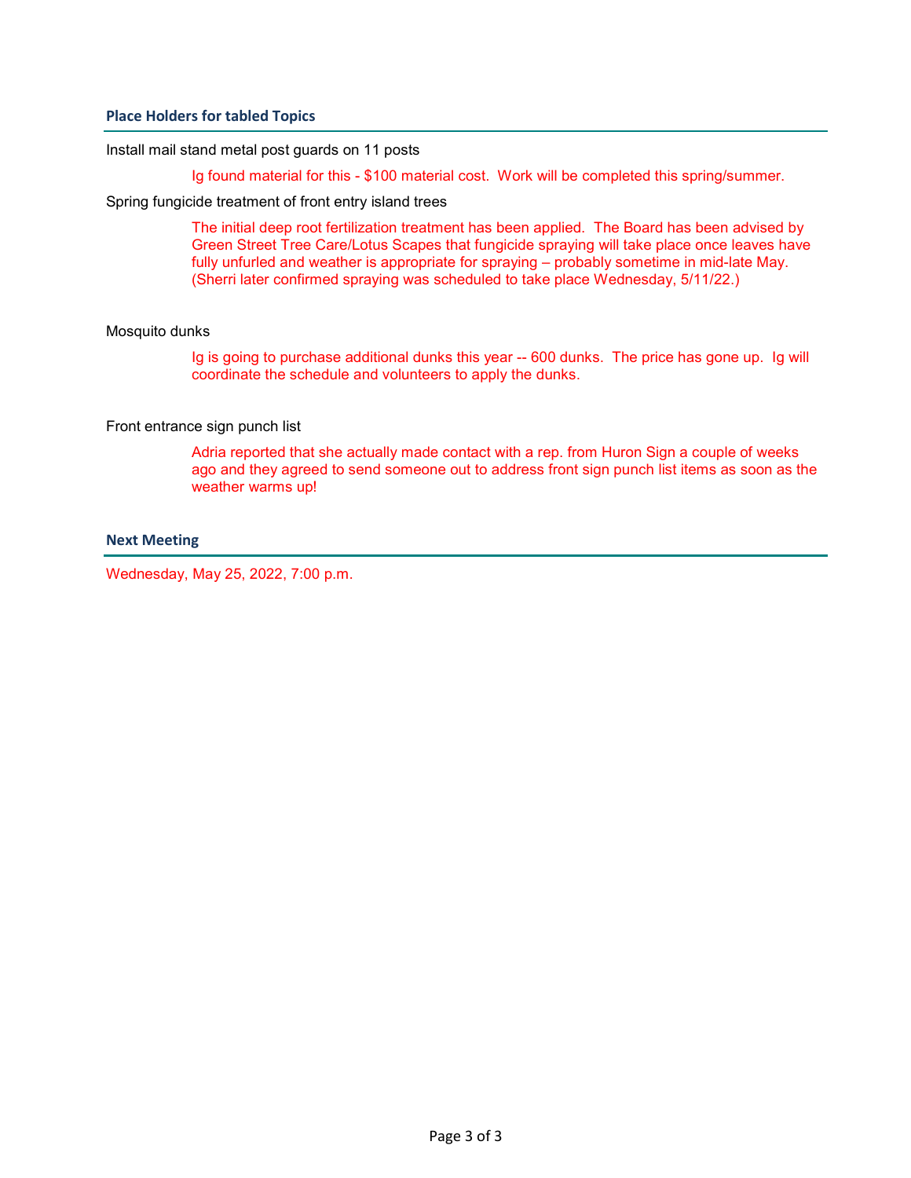## Place Holders for tabled Topics

Install mail stand metal post guards on 11 posts

Ig found material for this - $100 material cost.  Work will be completed this spring/summer.

Spring fungicide treatment of front entry island trees

The initial deep root fertilization treatment has been applied.  The Board has been advised by Green Street Tree Care/Lotus Scapes that fungicide spraying will take place once leaves have fully unfurled and weather is appropriate for spraying – probably sometime in mid-late May. (Sherri later confirmed spraying was scheduled to take place Wednesday, 5/11/22.)

Mosquito dunks

Ig is going to purchase additional dunks this year -- 600 dunks.  The price has gone up.  Ig will coordinate the schedule and volunteers to apply the dunks.

Front entrance sign punch list

Adria reported that she actually made contact with a rep. from Huron Sign a couple of weeks ago and they agreed to send someone out to address front sign punch list items as soon as the weather warms up!

## Next Meeting

Wednesday, May 25, 2022, 7:00 p.m.